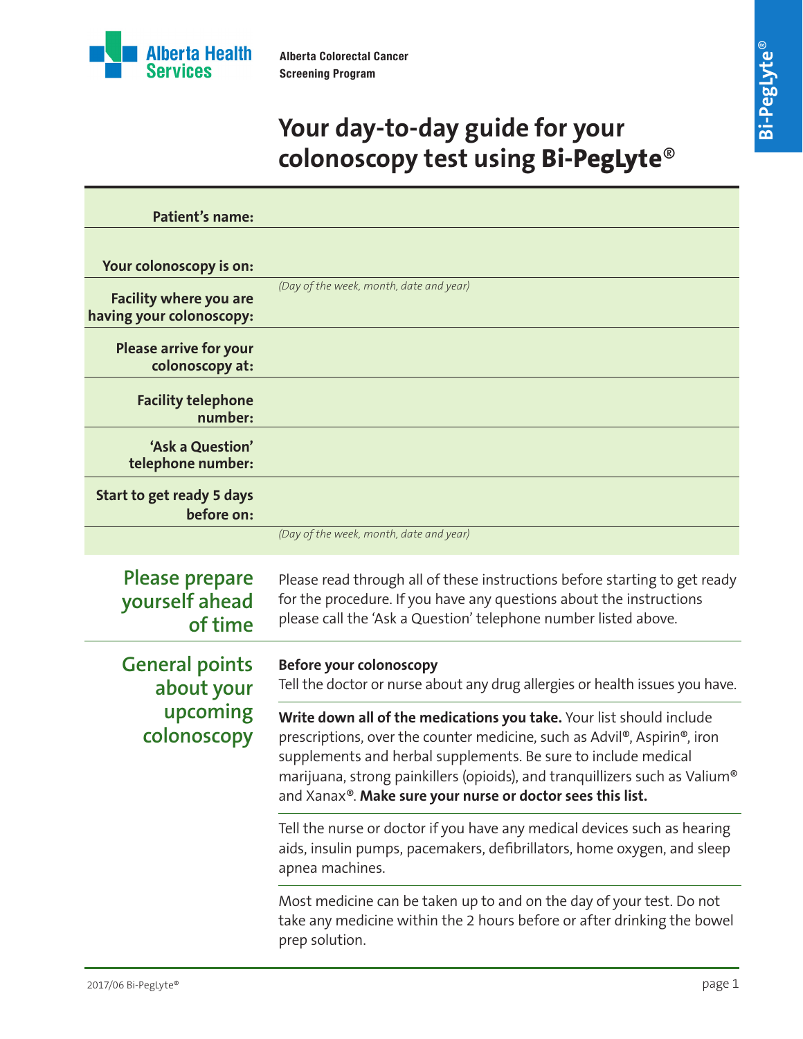Alberta Health Services

**Alberta Colorectal Cancer Screening Program**

# Your day-to-day guide for your colonoscopy test using **Bi-PegLyte®**

| | |
|---|---|
| **Patient's name:** | |
| **Your colonoscopy is on:** | |
| | *(Day of the week, month, date and year)* |
| **Facility where you are having your colonoscopy:** | |
| **Please arrive for your colonoscopy at:** | |
| **Facility telephone number:** | |
| **'Ask a Question' telephone number:** | |
| **Start to get ready 5 days before on:** | |
| | *(Day of the week, month, date and year)* |

## Please prepare yourself ahead of time

Please read through all of these instructions before starting to get ready for the procedure. If you have any questions about the instructions please call the 'Ask a Question' telephone number listed above.

## General points about your upcoming colonoscopy

**Before your colonoscopy**
Tell the doctor or nurse about any drug allergies or health issues you have.

**Write down all of the medications you take.** Your list should include prescriptions, over the counter medicine, such as Advil®, Aspirin®, iron supplements and herbal supplements. Be sure to include medical marijuana, strong painkillers (opioids), and tranquillizers such as Valium® and Xanax®. **Make sure your nurse or doctor sees this list.**

Tell the nurse or doctor if you have any medical devices such as hearing aids, insulin pumps, pacemakers, defibrillators, home oxygen, and sleep apnea machines.

Most medicine can be taken up to and on the day of your test. Do not take any medicine within the 2 hours before or after drinking the bowel prep solution.

2017/06 Bi-PegLyte®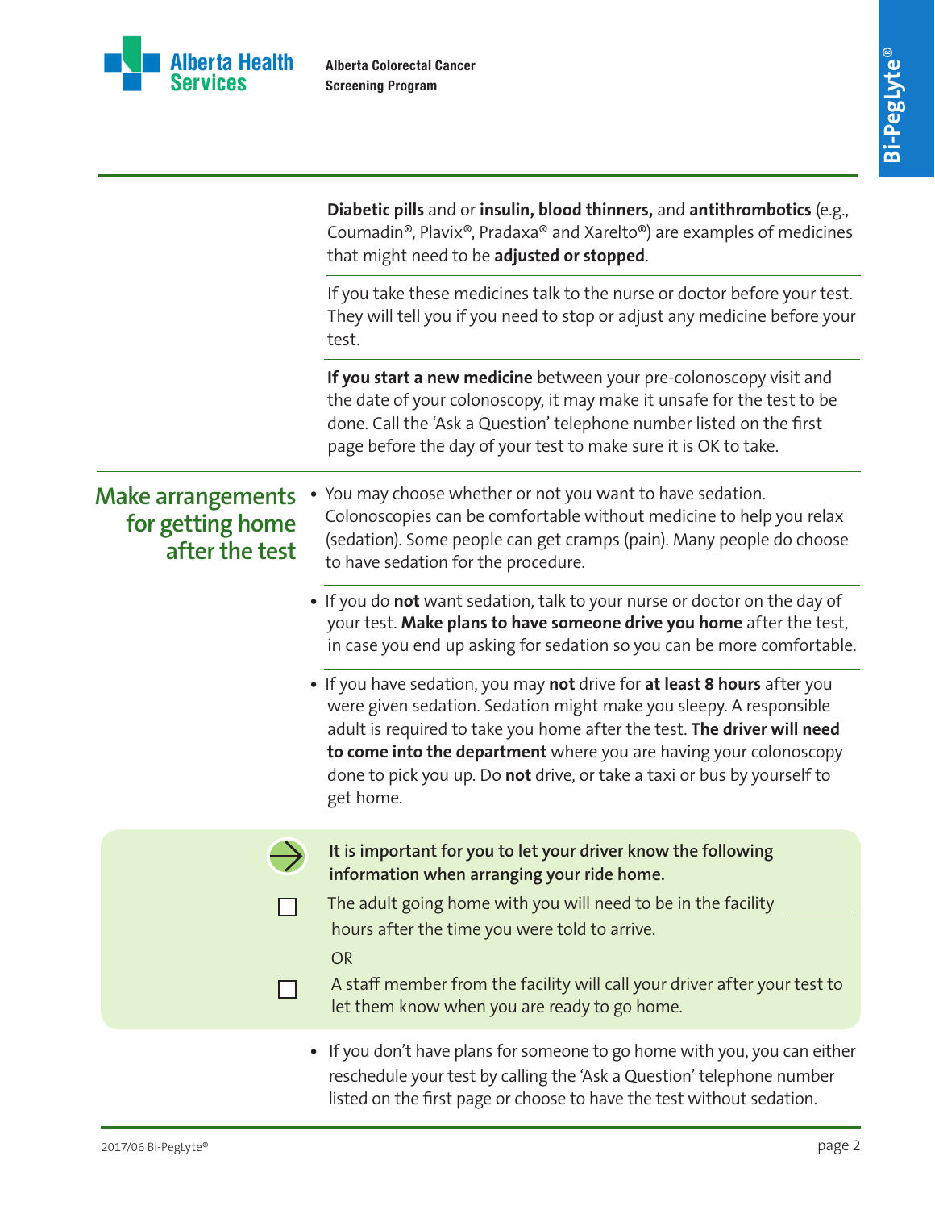**Diabetic pills** and or **insulin, blood thinners,** and **antithrombotics** (e.g., Coumadin®, Plavix®, Pradaxa® and Xarelto®) are examples of medicines that might need to be **adjusted or stopped**.

If you take these medicines talk to the nurse or doctor before your test. They will tell you if you need to stop or adjust any medicine before your test.

**If you start a new medicine** between your pre-colonoscopy visit and the date of your colonoscopy, it may make it unsafe for the test to be done. Call the 'Ask a Question' telephone number listed on the first page before the day of your test to make sure it is OK to take.

## Make arrangements for getting home after the test

- You may choose whether or not you want to have sedation. Colonoscopies can be comfortable without medicine to help you relax (sedation). Some people can get cramps (pain). Many people do choose to have sedation for the procedure.

- If you do **not** want sedation, talk to your nurse or doctor on the day of your test. **Make plans to have someone drive you home** after the test, in case you end up asking for sedation so you can be more comfortable.

- If you have sedation, you may **not** drive for **at least 8 hours** after you were given sedation. Sedation might make you sleepy. A responsible adult is required to take you home after the test. **The driver will need to come into the department** where you are having your colonoscopy done to pick you up. Do **not** drive, or take a taxi or bus by yourself to get home.

**It is important for you to let your driver know the following information when arranging your ride home.**

☐ The adult going home with you will need to be in the facility ________ hours after the time you were told to arrive.

OR

☐ A staff member from the facility will call your driver after your test to let them know when you are ready to go home.

- If you don't have plans for someone to go home with you, you can either reschedule your test by calling the 'Ask a Question' telephone number listed on the first page or choose to have the test without sedation.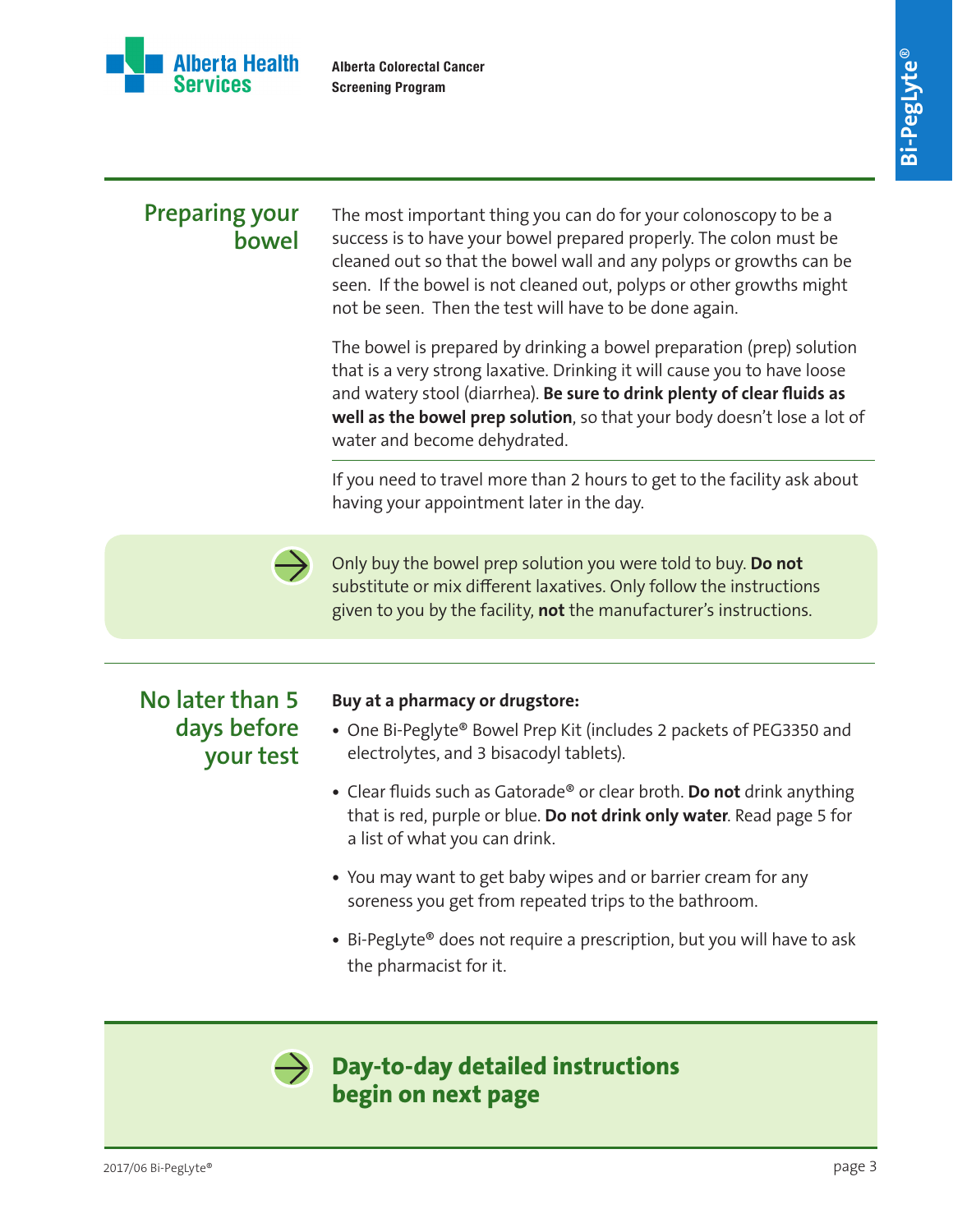## Preparing your bowel

The most important thing you can do for your colonoscopy to be a success is to have your bowel prepared properly. The colon must be cleaned out so that the bowel wall and any polyps or growths can be seen. If the bowel is not cleaned out, polyps or other growths might not be seen. Then the test will have to be done again.

The bowel is prepared by drinking a bowel preparation (prep) solution that is a very strong laxative. Drinking it will cause you to have loose and watery stool (diarrhea). **Be sure to drink plenty of clear fluids as well as the bowel prep solution**, so that your body doesn't lose a lot of water and become dehydrated.

If you need to travel more than 2 hours to get to the facility ask about having your appointment later in the day.

> Only buy the bowel prep solution you were told to buy. **Do not** substitute or mix different laxatives. Only follow the instructions given to you by the facility, **not** the manufacturer's instructions.

## No later than 5 days before your test

**Buy at a pharmacy or drugstore:**

- One Bi-Peglyte® Bowel Prep Kit (includes 2 packets of PEG3350 and electrolytes, and 3 bisacodyl tablets).
- Clear fluids such as Gatorade® or clear broth. **Do not** drink anything that is red, purple or blue. **Do not drink only water**. Read page 5 for a list of what you can drink.
- You may want to get baby wipes and or barrier cream for any soreness you get from repeated trips to the bathroom.
- Bi-PegLyte® does not require a prescription, but you will have to ask the pharmacist for it.

> **Day-to-day detailed instructions begin on next page**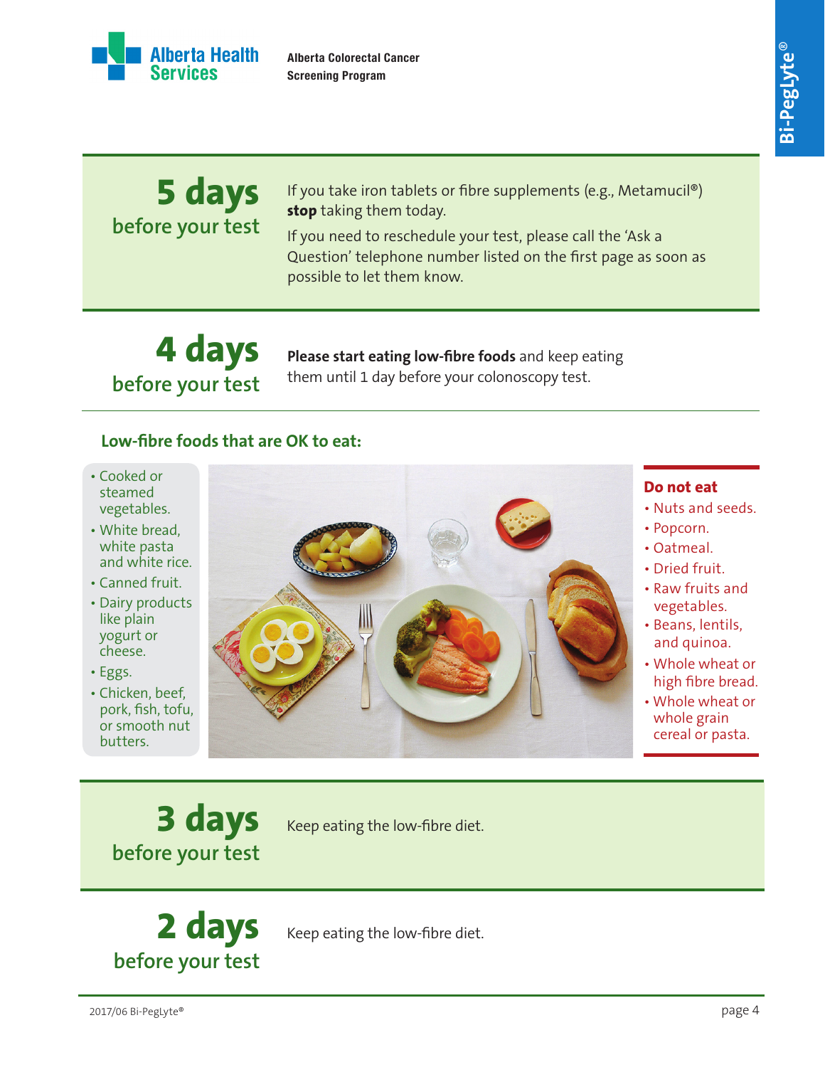**Alberta Health Services**

**Alberta Colorectal Cancer Screening Program**

**Bi-PegLyte®**

## 5 days before your test

If you take iron tablets or fibre supplements (e.g., Metamucil®) **stop** taking them today.

If you need to reschedule your test, please call the 'Ask a Question' telephone number listed on the first page as soon as possible to let them know.

## 4 days before your test

**Please start eating low-fibre foods** and keep eating them until 1 day before your colonoscopy test.

### Low-fibre foods that are OK to eat:

- Cooked or steamed vegetables.
- White bread, white pasta and white rice.
- Canned fruit.
- Dairy products like plain yogurt or cheese.
- Eggs.
- Chicken, beef, pork, fish, tofu, or smooth nut butters.

### Do not eat

- Nuts and seeds.
- Popcorn.
- Oatmeal.
- Dried fruit.
- Raw fruits and vegetables.
- Beans, lentils, and quinoa.
- Whole wheat or high fibre bread.
- Whole wheat or whole grain cereal or pasta.

## 3 days before your test

Keep eating the low-fibre diet.

## 2 days before your test

Keep eating the low-fibre diet.

2017/06 Bi-PegLyte®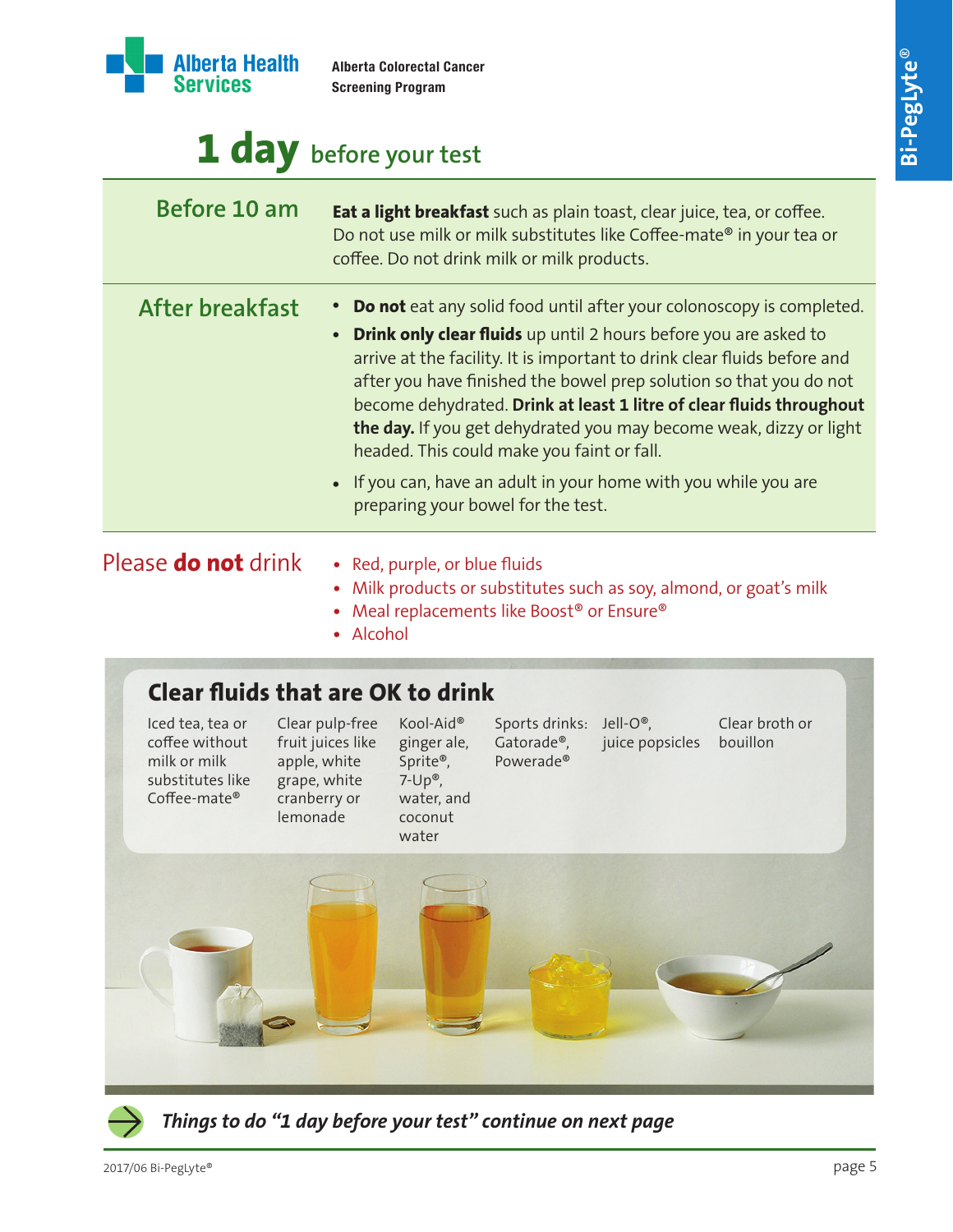# 1 day before your test

| | |
|---|---|
| **Before 10 am** | **Eat a light breakfast** such as plain toast, clear juice, tea, or coffee. Do not use milk or milk substitutes like Coffee-mate® in your tea or coffee. Do not drink milk or milk products. |
| **After breakfast** | • **Do not** eat any solid food until after your colonoscopy is completed.<br>• **Drink only clear fluids** up until 2 hours before you are asked to arrive at the facility. It is important to drink clear fluids before and after you have finished the bowel prep solution so that you do not become dehydrated. **Drink at least 1 litre of clear fluids throughout the day.** If you get dehydrated you may become weak, dizzy or light headed. This could make you faint or fall.<br>• If you can, have an adult in your home with you while you are preparing your bowel for the test. |

## Please **do not** drink

- Red, purple, or blue fluids
- Milk products or substitutes such as soy, almond, or goat's milk
- Meal replacements like Boost® or Ensure®
- Alcohol

## Clear fluids that are OK to drink

- Iced tea, tea or coffee without milk or milk substitutes like Coffee-mate®
- Clear pulp-free fruit juices like apple, white grape, white cranberry or lemonade
- Kool-Aid® ginger ale, Sprite®, 7-Up®, water, and coconut water
- Sports drinks: Gatorade®, Powerade®
- Jell-O®, juice popsicles
- Clear broth or bouillon

*Things to do "1 day before your test" continue on next page*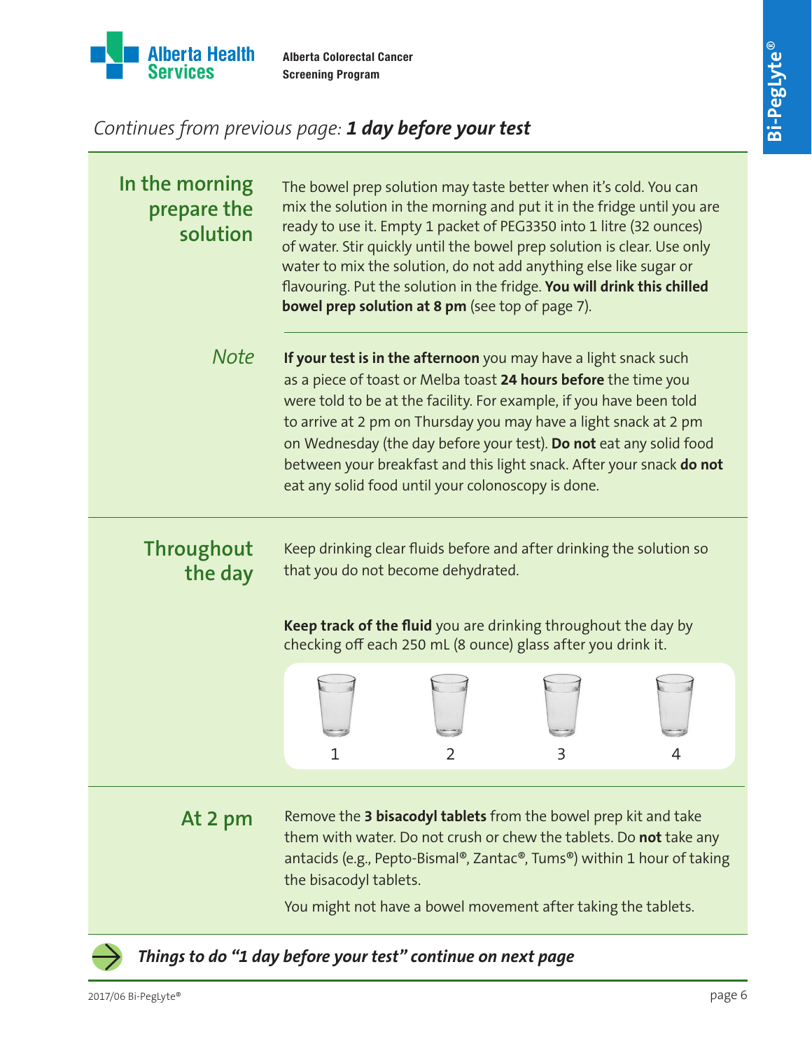*Continues from previous page:* ***1 day before your test***

## In the morning prepare the solution

The bowel prep solution may taste better when it's cold. You can mix the solution in the morning and put it in the fridge until you are ready to use it. Empty 1 packet of PEG3350 into 1 litre (32 ounces) of water. Stir quickly until the bowel prep solution is clear. Use only water to mix the solution, do not add anything else like sugar or flavouring. Put the solution in the fridge. **You will drink this chilled bowel prep solution at 8 pm** (see top of page 7).

*Note*

**If your test is in the afternoon** you may have a light snack such as a piece of toast or Melba toast **24 hours before** the time you were told to be at the facility. For example, if you have been told to arrive at 2 pm on Thursday you may have a light snack at 2 pm on Wednesday (the day before your test). **Do not** eat any solid food between your breakfast and this light snack. After your snack **do not** eat any solid food until your colonoscopy is done.

## Throughout the day

Keep drinking clear fluids before and after drinking the solution so that you do not become dehydrated.

**Keep track of the fluid** you are drinking throughout the day by checking off each 250 mL (8 ounce) glass after you drink it.

1 2 3 4

## At 2 pm

Remove the **3 bisacodyl tablets** from the bowel prep kit and take them with water. Do not crush or chew the tablets. Do **not** take any antacids (e.g., Pepto-Bismal®, Zantac®, Tums®) within 1 hour of taking the bisacodyl tablets.

You might not have a bowel movement after taking the tablets.

***Things to do "1 day before your test" continue on next page***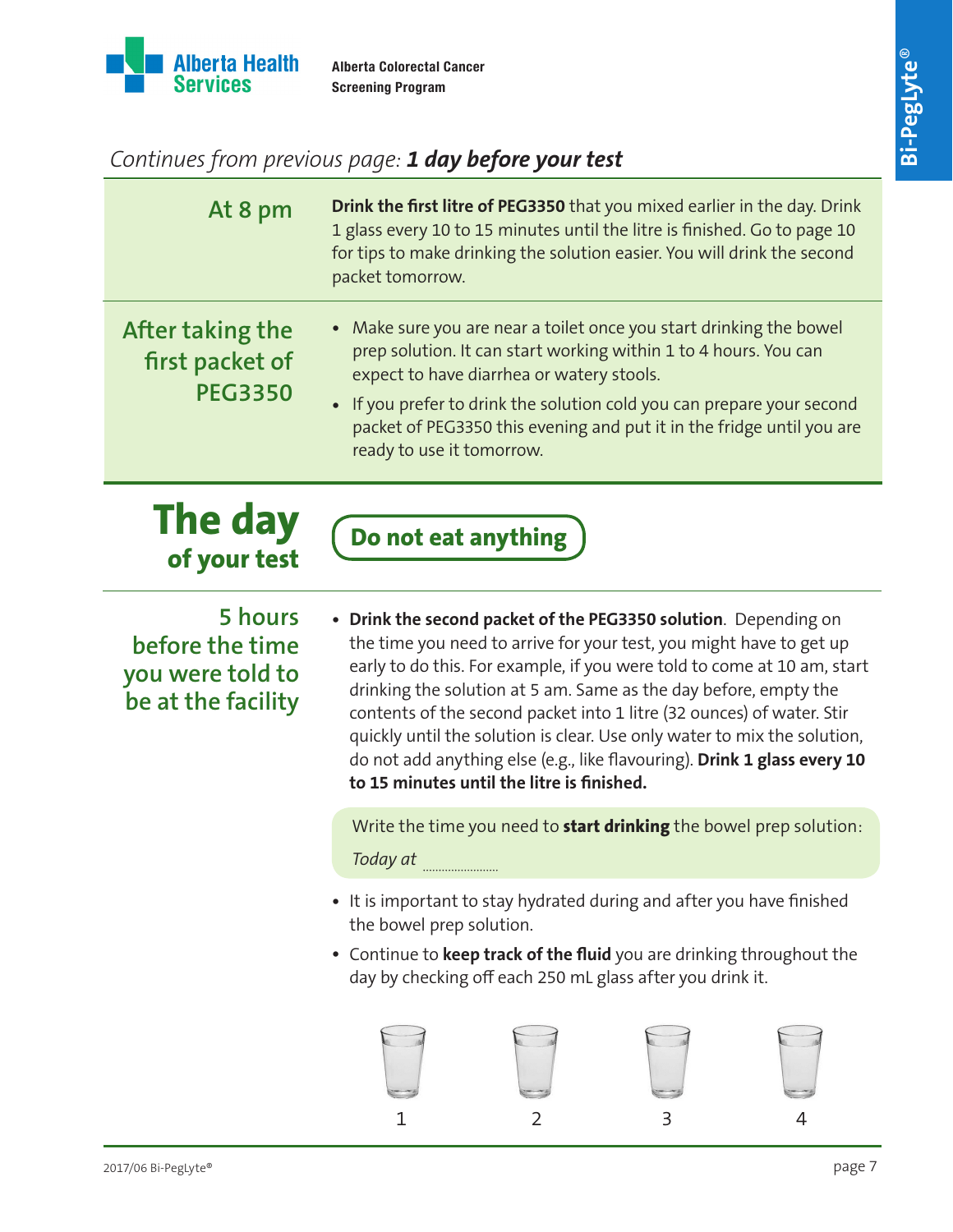*Continues from previous page:* ***1 day before your test***

| | |
|---|---|
| **At 8 pm** | **Drink the first litre of PEG3350** that you mixed earlier in the day. Drink 1 glass every 10 to 15 minutes until the litre is finished. Go to page 10 for tips to make drinking the solution easier. You will drink the second packet tomorrow. |
| **After taking the first packet of PEG3350** | • Make sure you are near a toilet once you start drinking the bowel prep solution. It can start working within 1 to 4 hours. You can expect to have diarrhea or watery stools.<br>• If you prefer to drink the solution cold you can prepare your second packet of PEG3350 this evening and put it in the fridge until you are ready to use it tomorrow. |

## The day of your test

**Do not eat anything**

### 5 hours before the time you were told to be at the facility

- **Drink the second packet of the PEG3350 solution**. Depending on the time you need to arrive for your test, you might have to get up early to do this. For example, if you were told to come at 10 am, start drinking the solution at 5 am. Same as the day before, empty the contents of the second packet into 1 litre (32 ounces) of water. Stir quickly until the solution is clear. Use only water to mix the solution, do not add anything else (e.g., like flavouring). **Drink 1 glass every 10 to 15 minutes until the litre is finished.**

> Write the time you need to **start drinking** the bowel prep solution:
>
> *Today at* ........................

- It is important to stay hydrated during and after you have finished the bowel prep solution.
- Continue to **keep track of the fluid** you are drinking throughout the day by checking off each 250 mL glass after you drink it.

1 2 3 4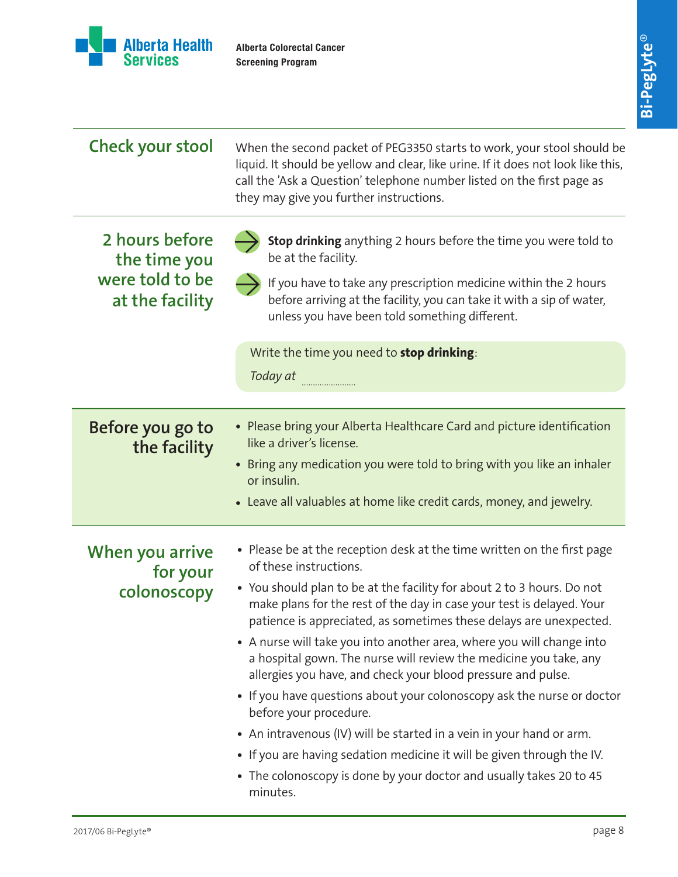## Check your stool

When the second packet of PEG3350 starts to work, your stool should be liquid. It should be yellow and clear, like urine. If it does not look like this, call the 'Ask a Question' telephone number listed on the first page as they may give you further instructions.

## 2 hours before the time you were told to be at the facility

- **Stop drinking** anything 2 hours before the time you were told to be at the facility.
- If you have to take any prescription medicine within the 2 hours before arriving at the facility, you can take it with a sip of water, unless you have been told something different.

Write the time you need to **stop drinking**:

*Today at* ........................

## Before you go to the facility

- Please bring your Alberta Healthcare Card and picture identification like a driver's license.
- Bring any medication you were told to bring with you like an inhaler or insulin.
- Leave all valuables at home like credit cards, money, and jewelry.

## When you arrive for your colonoscopy

- Please be at the reception desk at the time written on the first page of these instructions.
- You should plan to be at the facility for about 2 to 3 hours. Do not make plans for the rest of the day in case your test is delayed. Your patience is appreciated, as sometimes these delays are unexpected.
- A nurse will take you into another area, where you will change into a hospital gown. The nurse will review the medicine you take, any allergies you have, and check your blood pressure and pulse.
- If you have questions about your colonoscopy ask the nurse or doctor before your procedure.
- An intravenous (IV) will be started in a vein in your hand or arm.
- If you are having sedation medicine it will be given through the IV.
- The colonoscopy is done by your doctor and usually takes 20 to 45 minutes.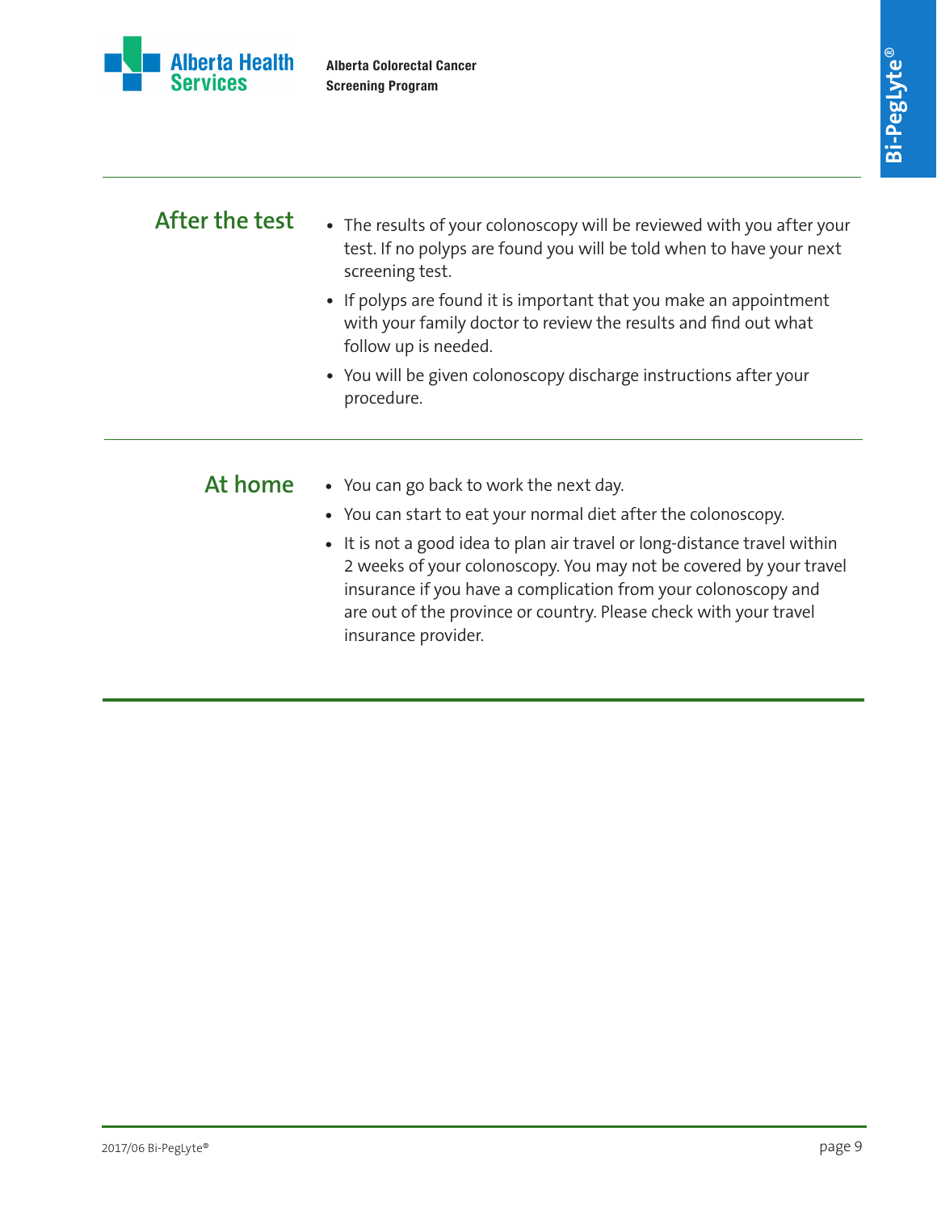## After the test

- The results of your colonoscopy will be reviewed with you after your test. If no polyps are found you will be told when to have your next screening test.
- If polyps are found it is important that you make an appointment with your family doctor to review the results and find out what follow up is needed.
- You will be given colonoscopy discharge instructions after your procedure.

## At home

- You can go back to work the next day.
- You can start to eat your normal diet after the colonoscopy.
- It is not a good idea to plan air travel or long-distance travel within 2 weeks of your colonoscopy. You may not be covered by your travel insurance if you have a complication from your colonoscopy and are out of the province or country. Please check with your travel insurance provider.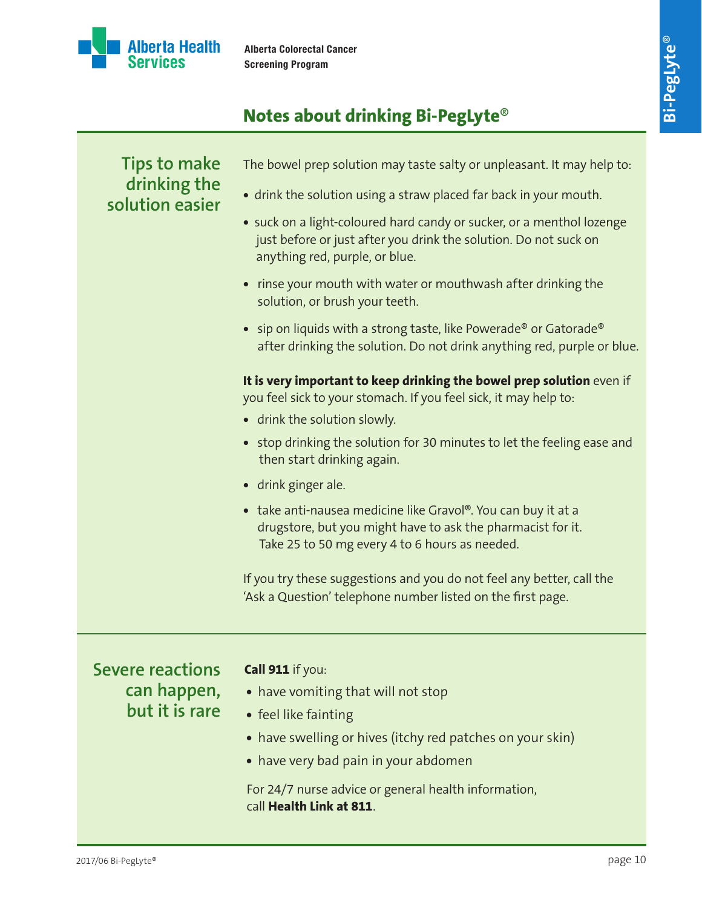## Notes about drinking Bi-PegLyte®

### Tips to make drinking the solution easier

The bowel prep solution may taste salty or unpleasant. It may help to:

- drink the solution using a straw placed far back in your mouth.
- suck on a light-coloured hard candy or sucker, or a menthol lozenge just before or just after you drink the solution. Do not suck on anything red, purple, or blue.
- rinse your mouth with water or mouthwash after drinking the solution, or brush your teeth.
- sip on liquids with a strong taste, like Powerade® or Gatorade® after drinking the solution. Do not drink anything red, purple or blue.

**It is very important to keep drinking the bowel prep solution** even if you feel sick to your stomach. If you feel sick, it may help to:

- drink the solution slowly.
- stop drinking the solution for 30 minutes to let the feeling ease and then start drinking again.
- drink ginger ale.
- take anti-nausea medicine like Gravol®. You can buy it at a drugstore, but you might have to ask the pharmacist for it. Take 25 to 50 mg every 4 to 6 hours as needed.

If you try these suggestions and you do not feel any better, call the 'Ask a Question' telephone number listed on the first page.

### Severe reactions can happen, but it is rare

**Call 911** if you:

- have vomiting that will not stop
- feel like fainting
- have swelling or hives (itchy red patches on your skin)
- have very bad pain in your abdomen

For 24/7 nurse advice or general health information, call **Health Link at 811**.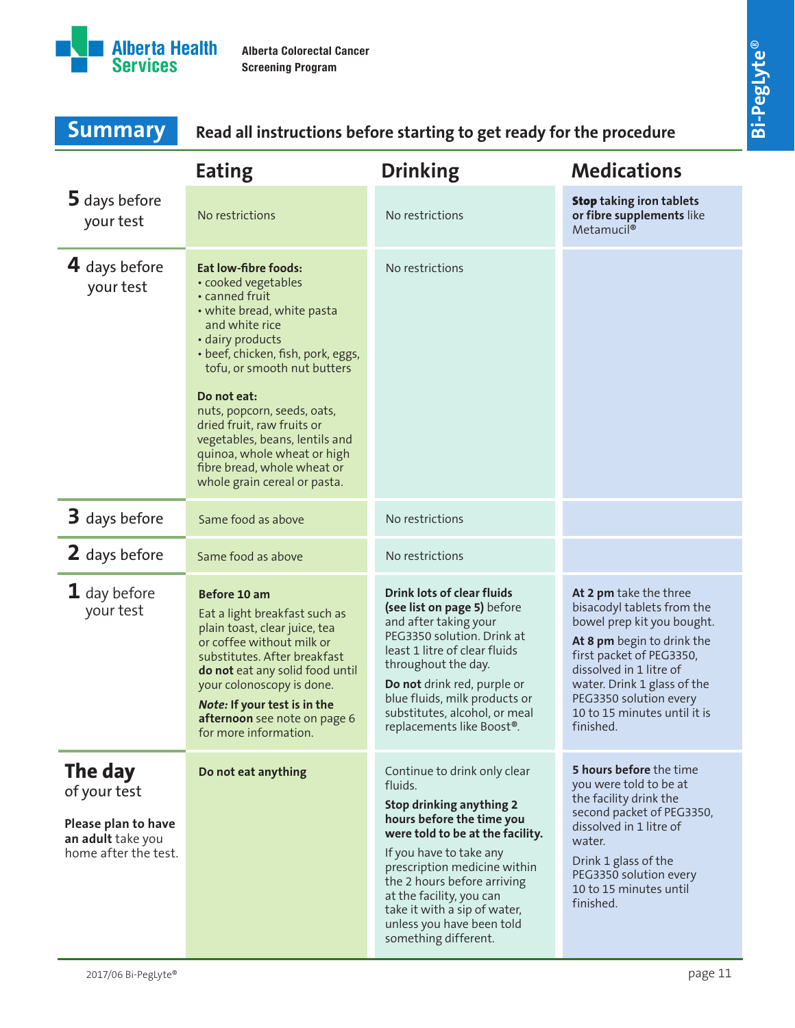## Summary

**Read all instructions before starting to get ready for the procedure**

| | Eating | Drinking | Medications |
|---|---|---|---|
| **5** days before your test | No restrictions | No restrictions | **Stop** taking iron tablets or fibre supplements like Metamucil® |
| **4** days before your test | **Eat low-fibre foods:**<br>• cooked vegetables<br>• canned fruit<br>• white bread, white pasta and white rice<br>• dairy products<br>• beef, chicken, fish, pork, eggs, tofu, or smooth nut butters<br><br>**Do not eat:**<br>nuts, popcorn, seeds, oats, dried fruit, raw fruits or vegetables, beans, lentils and quinoa, whole wheat or high fibre bread, whole wheat or whole grain cereal or pasta. | No restrictions | |
| **3** days before | Same food as above | No restrictions | |
| **2** days before | Same food as above | No restrictions | |
| **1** day before your test | **Before 10 am**<br>Eat a light breakfast such as plain toast, clear juice, tea or coffee without milk or substitutes. After breakfast **do not** eat any solid food until your colonoscopy is done.<br>***Note:* If your test is in the afternoon** see note on page 6 for more information. | **Drink lots of clear fluids (see list on page 5)** before and after taking your PEG3350 solution. Drink at least 1 litre of clear fluids throughout the day.<br>**Do not** drink red, purple or blue fluids, milk products or substitutes, alcohol, or meal replacements like Boost®. | **At 2 pm** take the three bisacodyl tablets from the bowel prep kit you bought.<br>**At 8 pm** begin to drink the first packet of PEG3350, dissolved in 1 litre of water. Drink 1 glass of the PEG3350 solution every 10 to 15 minutes until it is finished. |
| **The day** of your test<br><br>**Please plan to have an adult** take you home after the test. | **Do not eat anything** | Continue to drink only clear fluids.<br>**Stop drinking anything 2 hours before the time you were told to be at the facility.**<br>If you have to take any prescription medicine within the 2 hours before arriving at the facility, you can take it with a sip of water, unless you have been told something different. | **5 hours before** the time you were told to be at the facility drink the second packet of PEG3350, dissolved in 1 litre of water.<br>Drink 1 glass of the PEG3350 solution every 10 to 15 minutes until finished. |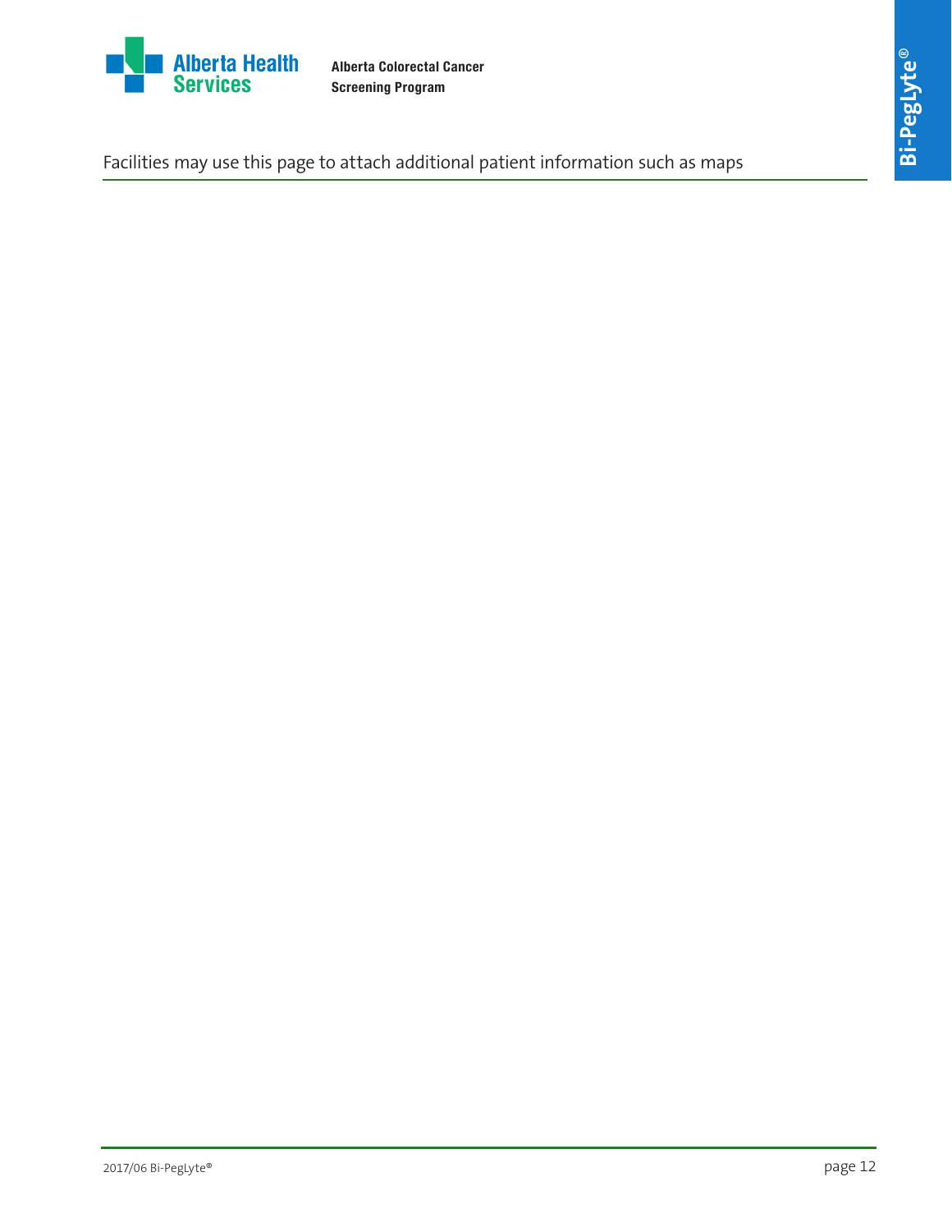Facilities may use this page to attach additional patient information such as maps